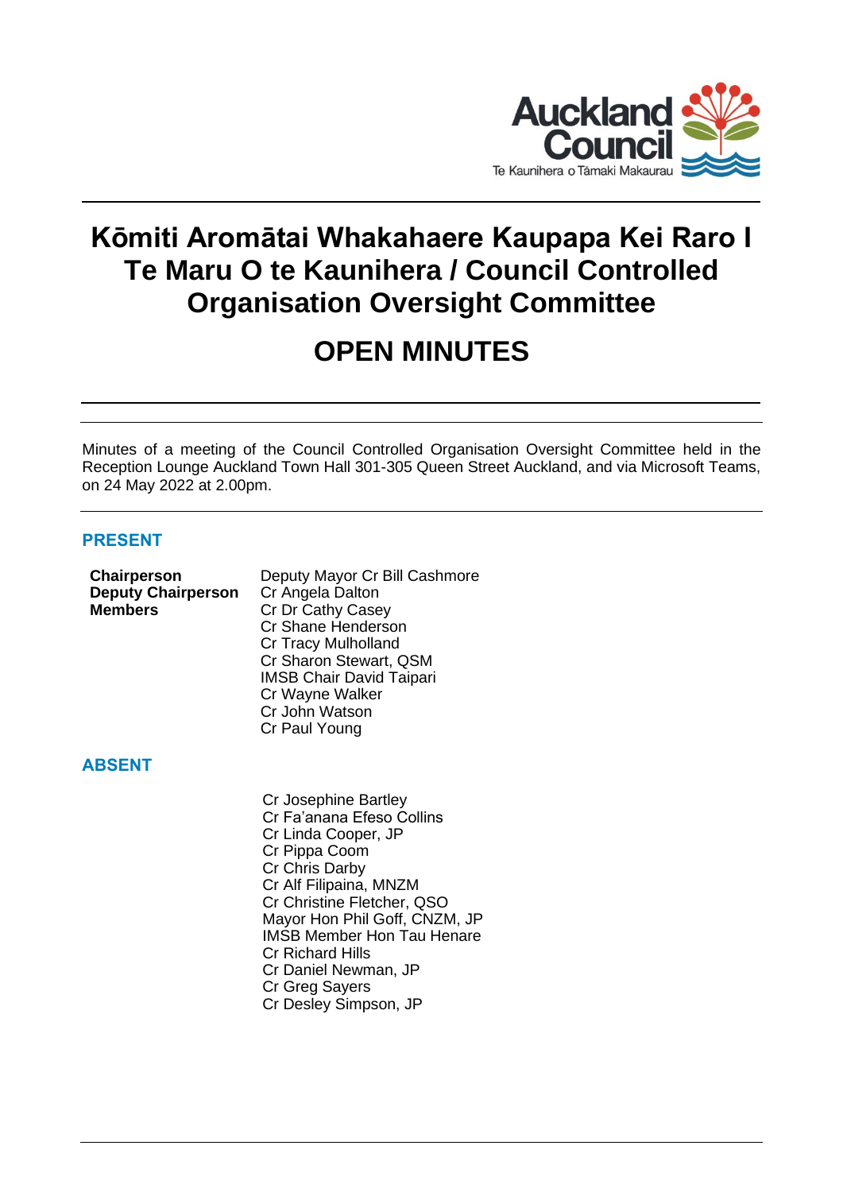# Kōmiti Aromātai Whakahaere Kaupapa Kei Raro I Te Maru O te Kaunihera / Council Controlled Organisation Oversight Committee

# OPEN MINUTES

Minutes of a meeting of the Council Controlled Organisation Oversight Committee held in the Reception Lounge Auckland Town Hall 301-305 Queen Street Auckland, and via Microsoft Teams, on 24 May 2022 at 2.00pm.

## PRESENT

| | |
|---|---|
| **Chairperson** | Deputy Mayor Cr Bill Cashmore |
| **Deputy Chairperson** | Cr Angela Dalton |
| **Members** | Cr Dr Cathy Casey |
| | Cr Shane Henderson |
| | Cr Tracy Mulholland |
| | Cr Sharon Stewart, QSM |
| | IMSB Chair David Taipari |
| | Cr Wayne Walker |
| | Cr John Watson |
| | Cr Paul Young |

## ABSENT

Cr Josephine Bartley
Cr Fa'anana Efeso Collins
Cr Linda Cooper, JP
Cr Pippa Coom
Cr Chris Darby
Cr Alf Filipaina, MNZM
Cr Christine Fletcher, QSO
Mayor Hon Phil Goff, CNZM, JP
IMSB Member Hon Tau Henare
Cr Richard Hills
Cr Daniel Newman, JP
Cr Greg Sayers
Cr Desley Simpson, JP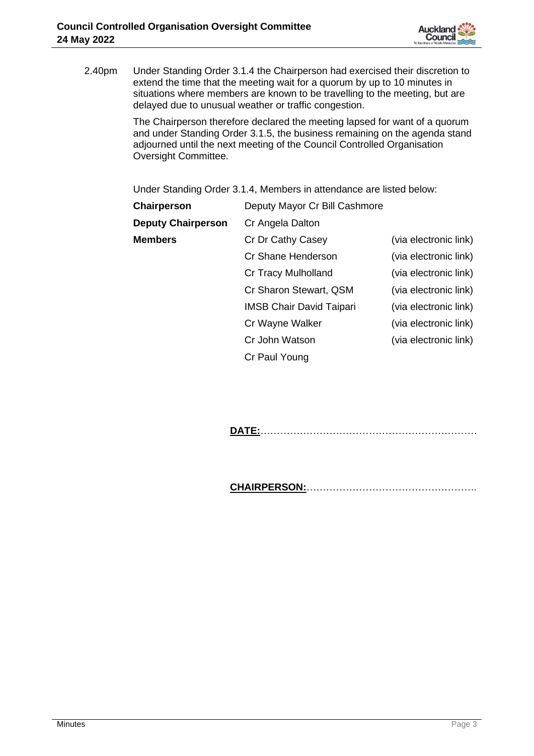2.40pm Under Standing Order 3.1.4 the Chairperson had exercised their discretion to extend the time that the meeting wait for a quorum by up to 10 minutes in situations where members are known to be travelling to the meeting, but are delayed due to unusual weather or traffic congestion.

The Chairperson therefore declared the meeting lapsed for want of a quorum and under Standing Order 3.1.5, the business remaining on the agenda stand adjourned until the next meeting of the Council Controlled Organisation Oversight Committee.

Under Standing Order 3.1.4, Members in attendance are listed below:

| | | |
|---|---|---|
| **Chairperson** | Deputy Mayor Cr Bill Cashmore | |
| **Deputy Chairperson** | Cr Angela Dalton | |
| **Members** | Cr Dr Cathy Casey | (via electronic link) |
| | Cr Shane Henderson | (via electronic link) |
| | Cr Tracy Mulholland | (via electronic link) |
| | Cr Sharon Stewart, QSM | (via electronic link) |
| | IMSB Chair David Taipari | (via electronic link) |
| | Cr Wayne Walker | (via electronic link) |
| | Cr John Watson | (via electronic link) |
| | Cr Paul Young | |

**DATE:**.............................................................

**CHAIRPERSON:**...............................................